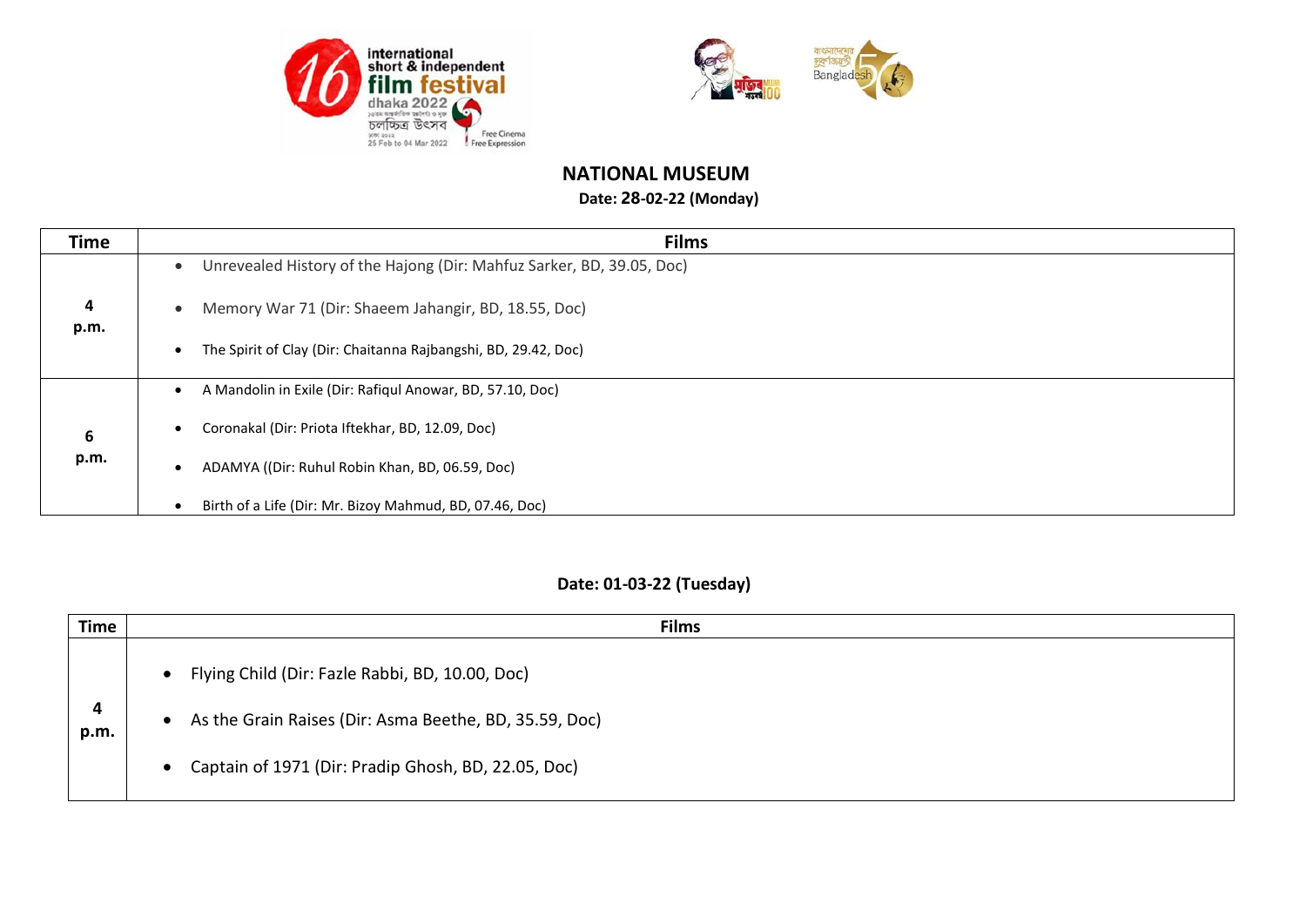## NATIONAL MUSEUM

**Date: 28-02-22 (Monday)**

| Time | Films |
| --- | --- |
| **4 p.m.** | • Unrevealed History of the Hajong (Dir: Mahfuz Sarker, BD, 39.05, Doc)<br>• Memory War 71 (Dir: Shaeem Jahangir, BD, 18.55, Doc)<br>• The Spirit of Clay (Dir: Chaitanna Rajbangshi, BD, 29.42, Doc) |
| **6 p.m.** | • A Mandolin in Exile (Dir: Rafiqul Anowar, BD, 57.10, Doc)<br>• Coronakal (Dir: Priota Iftekhar, BD, 12.09, Doc)<br>• ADAMYA ((Dir: Ruhul Robin Khan, BD, 06.59, Doc)<br>• Birth of a Life (Dir: Mr. Bizoy Mahmud, BD, 07.46, Doc) |

**Date: 01-03-22 (Tuesday)**

| Time | Films |
| --- | --- |
| **4 p.m.** | • Flying Child (Dir: Fazle Rabbi, BD, 10.00, Doc)<br>• As the Grain Raises (Dir: Asma Beethe, BD, 35.59, Doc)<br>• Captain of 1971 (Dir: Pradip Ghosh, BD, 22.05, Doc) |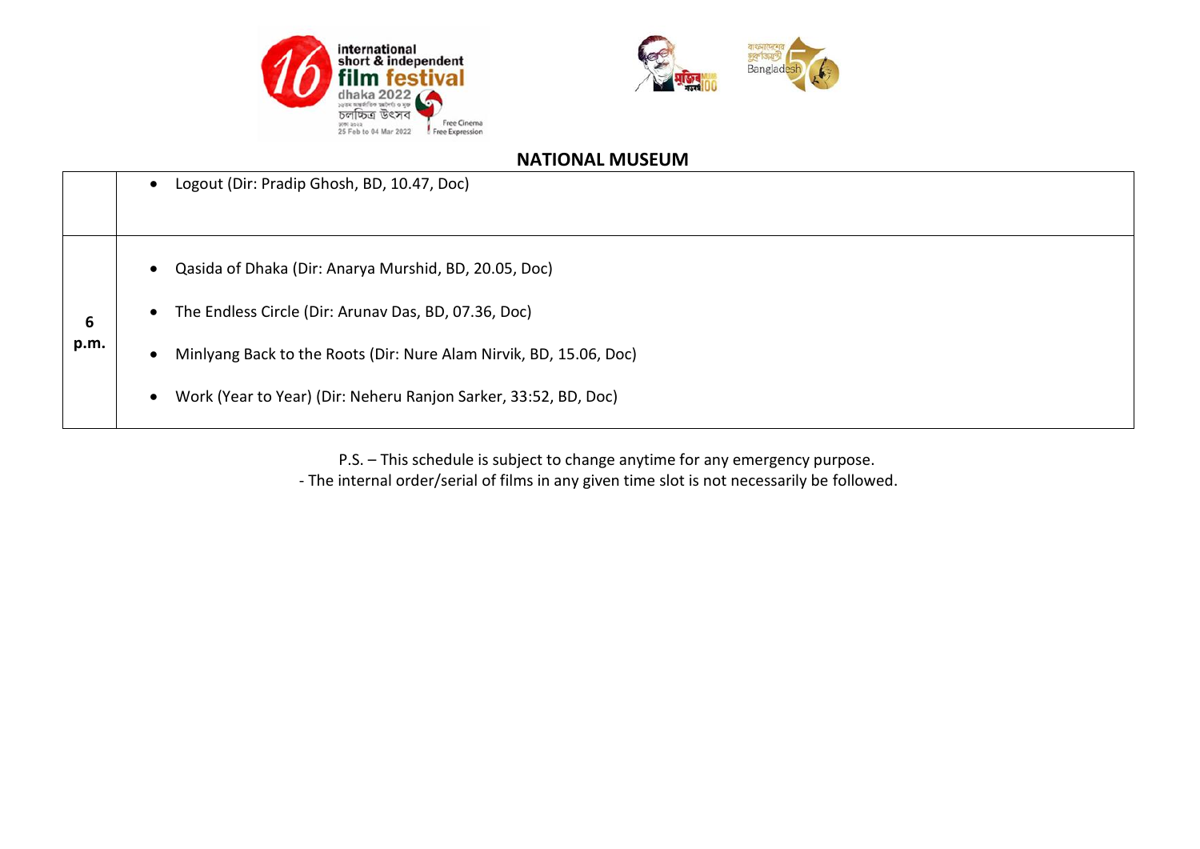## NATIONAL MUSEUM

| | |
|---|---|
| | • Logout (Dir: Pradip Ghosh, BD, 10.47, Doc) |
| **6 p.m.** | • Qasida of Dhaka (Dir: Anarya Murshid, BD, 20.05, Doc)<br>• The Endless Circle (Dir: Arunav Das, BD, 07.36, Doc)<br>• Minlyang Back to the Roots (Dir: Nure Alam Nirvik, BD, 15.06, Doc)<br>• Work (Year to Year) (Dir: Neheru Ranjon Sarker, 33:52, BD, Doc) |

P.S. – This schedule is subject to change anytime for any emergency purpose.
- The internal order/serial of films in any given time slot is not necessarily be followed.